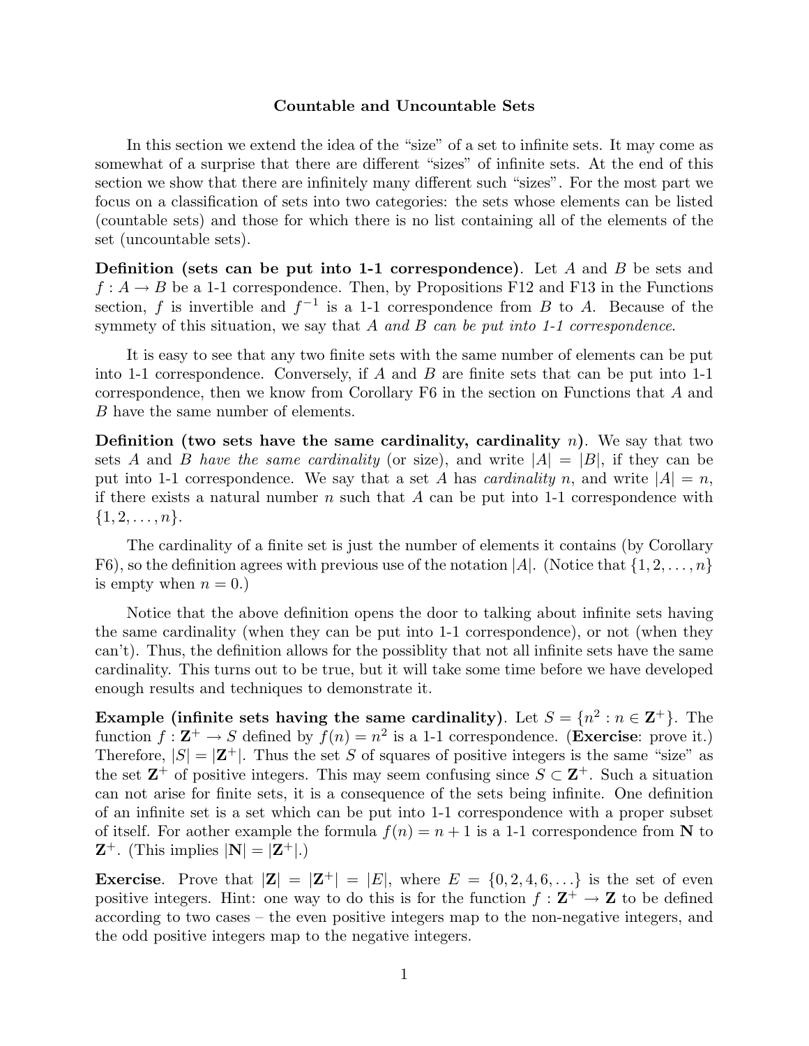## Countable and Uncountable Sets

In this section we extend the idea of the "size" of a set to infinite sets. It may come as somewhat of a surprise that there are different "sizes" of infinite sets. At the end of this section we show that there are infinitely many different such "sizes". For the most part we focus on a classification of sets into two categories: the sets whose elements can be listed (countable sets) and those for which there is no list containing all of the elements of the set (uncountable sets).

**Definition (sets can be put into 1-1 correspondence)**. Let $A$ and $B$ be sets and $f : A \to B$ be a 1-1 correspondence. Then, by Propositions F12 and F13 in the Functions section, $f$ is invertible and $f^{-1}$ is a 1-1 correspondence from $B$ to $A$. Because of the symmety of this situation, we say that *$A$ and $B$ can be put into 1-1 correspondence*.

It is easy to see that any two finite sets with the same number of elements can be put into 1-1 correspondence. Conversely, if $A$ and $B$ are finite sets that can be put into 1-1 correspondence, then we know from Corollary F6 in the section on Functions that $A$ and $B$ have the same number of elements.

**Definition (two sets have the same cardinality, cardinality $n$)**. We say that two sets $A$ and $B$ *have the same cardinality* (or size), and write $|A| = |B|$, if they can be put into 1-1 correspondence. We say that a set $A$ has *cardinality* $n$, and write $|A| = n$, if there exists a natural number $n$ such that $A$ can be put into 1-1 correspondence with $\{1, 2, \ldots, n\}$.

The cardinality of a finite set is just the number of elements it contains (by Corollary F6), so the definition agrees with previous use of the notation $|A|$. (Notice that $\{1, 2, \ldots, n\}$ is empty when $n = 0$.)

Notice that the above definition opens the door to talking about infinite sets having the same cardinality (when they can be put into 1-1 correspondence), or not (when they can't). Thus, the definition allows for the possiblity that not all infinite sets have the same cardinality. This turns out to be true, but it will take some time before we have developed enough results and techniques to demonstrate it.

**Example (infinite sets having the same cardinality)**. Let $S = \{n^2 : n \in \mathbf{Z}^+\}$. The function $f : \mathbf{Z}^+ \to S$ defined by $f(n) = n^2$ is a 1-1 correspondence. (**Exercise**: prove it.) Therefore, $|S| = |\mathbf{Z}^+|$. Thus the set $S$ of squares of positive integers is the same "size" as the set $\mathbf{Z}^+$ of positive integers. This may seem confusing since $S \subset \mathbf{Z}^+$. Such a situation can not arise for finite sets, it is a consequence of the sets being infinite. One definition of an infinite set is a set which can be put into 1-1 correspondence with a proper subset of itself. For aother example the formula $f(n) = n + 1$ is a 1-1 correspondence from $\mathbf{N}$ to $\mathbf{Z}^+$. (This implies $|\mathbf{N}| = |\mathbf{Z}^+|$.)

**Exercise**. Prove that $|\mathbf{Z}| = |\mathbf{Z}^+| = |E|$, where $E = \{0, 2, 4, 6, \ldots\}$ is the set of even positive integers. Hint: one way to do this is for the function $f : \mathbf{Z}^+ \to \mathbf{Z}$ to be defined according to two cases – the even positive integers map to the non-negative integers, and the odd positive integers map to the negative integers.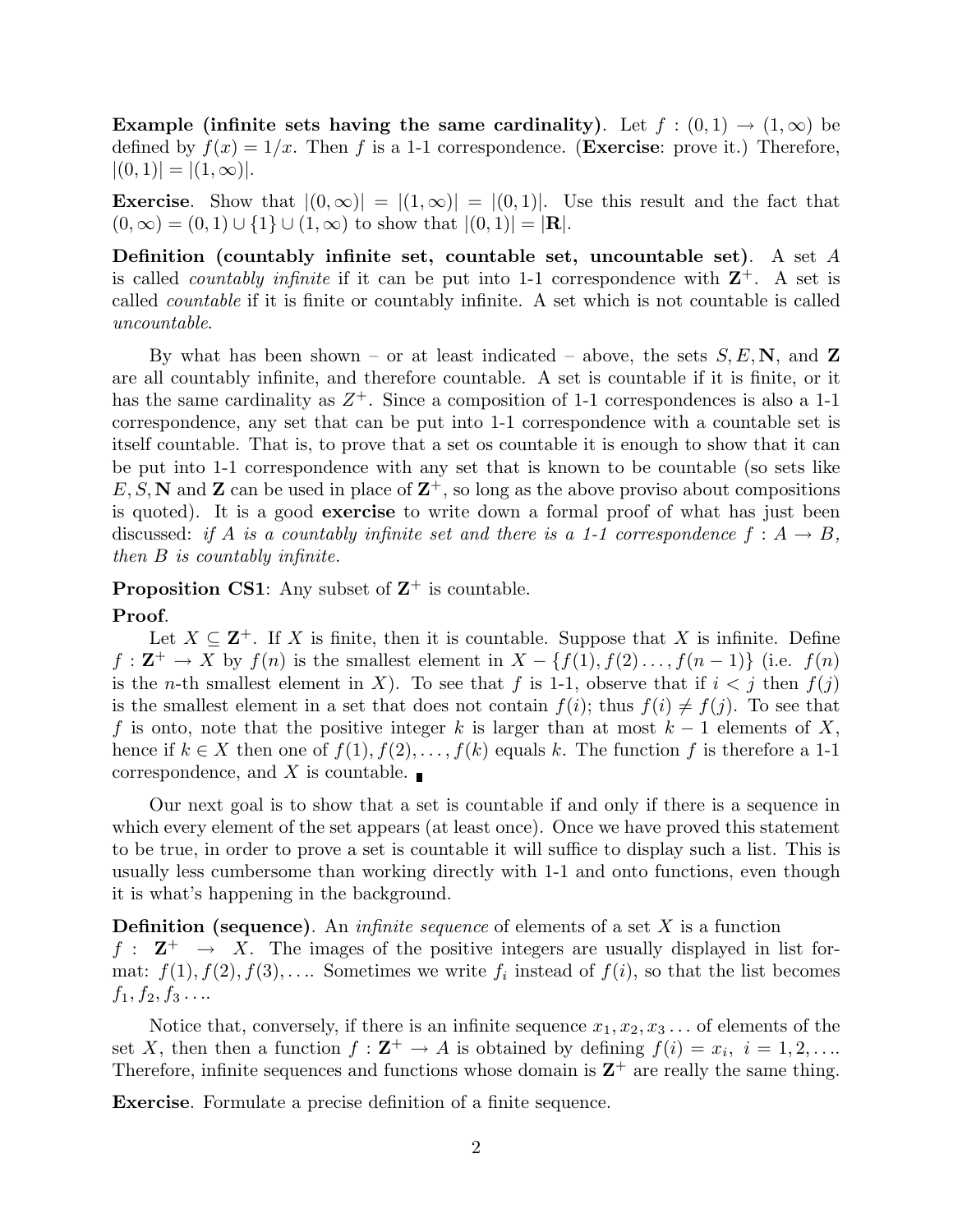**Example (infinite sets having the same cardinality)**. Let $f : (0, 1) \to (1, \infty)$ be defined by $f(x) = 1/x$. Then $f$ is a 1-1 correspondence. (**Exercise**: prove it.) Therefore, $|(0, 1)| = |(1, \infty)|$.

**Exercise**. Show that $|(0, \infty)| = |(1, \infty)| = |(0, 1)|$. Use this result and the fact that $(0, \infty) = (0, 1) \cup \{1\} \cup (1, \infty)$ to show that $|(0, 1)| = |\mathbf{R}|$.

**Definition (countably infinite set, countable set, uncountable set)**. A set $A$ is called *countably infinite* if it can be put into 1-1 correspondence with $\mathbf{Z}^+$. A set is called *countable* if it is finite or countably infinite. A set which is not countable is called *uncountable*.

By what has been shown – or at least indicated – above, the sets $S, E, \mathbf{N}$, and $\mathbf{Z}$ are all countably infinite, and therefore countable. A set is countable if it is finite, or it has the same cardinality as $Z^+$. Since a composition of 1-1 correspondences is also a 1-1 correspondence, any set that can be put into 1-1 correspondence with a countable set is itself countable. That is, to prove that a set os countable it is enough to show that it can be put into 1-1 correspondence with any set that is known to be countable (so sets like $E, S, \mathbf{N}$ and $\mathbf{Z}$ can be used in place of $\mathbf{Z}^+$, so long as the above proviso about compositions is quoted). It is a good **exercise** to write down a formal proof of what has just been discussed: *if $A$ is a countably infinite set and there is a 1-1 correspondence $f : A \to B$, then $B$ is countably infinite.*

**Proposition CS1**: Any subset of $\mathbf{Z}^+$ is countable.

**Proof**.

Let $X \subseteq \mathbf{Z}^+$. If $X$ is finite, then it is countable. Suppose that $X$ is infinite. Define $f : \mathbf{Z}^+ \to X$ by $f(n)$ is the smallest element in $X - \{f(1), f(2) \ldots, f(n-1)\}$ (i.e. $f(n)$ is the $n$-th smallest element in $X$). To see that $f$ is 1-1, observe that if $i < j$ then $f(j)$ is the smallest element in a set that does not contain $f(i)$; thus $f(i) \neq f(j)$. To see that $f$ is onto, note that the positive integer $k$ is larger than at most $k - 1$ elements of $X$, hence if $k \in X$ then one of $f(1), f(2), \ldots, f(k)$ equals $k$. The function $f$ is therefore a 1-1 correspondence, and $X$ is countable. ∎

Our next goal is to show that a set is countable if and only if there is a sequence in which every element of the set appears (at least once). Once we have proved this statement to be true, in order to prove a set is countable it will suffice to display such a list. This is usually less cumbersome than working directly with 1-1 and onto functions, even though it is what's happening in the background.

**Definition (sequence)**. An *infinite sequence* of elements of a set $X$ is a function $f : \mathbf{Z}^+ \to X$. The images of the positive integers are usually displayed in list format: $f(1), f(2), f(3), \ldots$. Sometimes we write $f_i$ instead of $f(i)$, so that the list becomes $f_1, f_2, f_3 \ldots$.

Notice that, conversely, if there is an infinite sequence $x_1, x_2, x_3 \ldots$ of elements of the set $X$, then then a function $f : \mathbf{Z}^+ \to A$ is obtained by defining $f(i) = x_i,\ i = 1, 2, \ldots$. Therefore, infinite sequences and functions whose domain is $\mathbf{Z}^+$ are really the same thing.

**Exercise**. Formulate a precise definition of a finite sequence.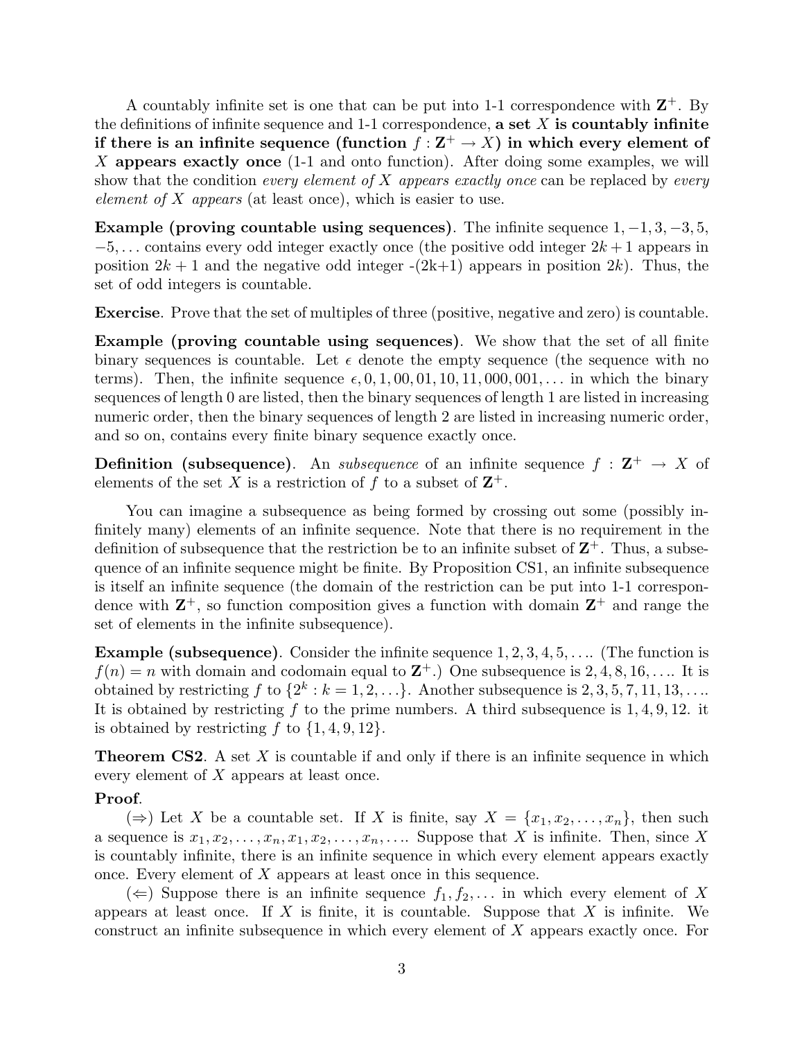A countably infinite set is one that can be put into 1-1 correspondence with $\mathbf{Z}^+$. By the definitions of infinite sequence and 1-1 correspondence, **a set $X$ is countably infinite if there is an infinite sequence (function $f : \mathbf{Z}^+ \to X$) in which every element of $X$ appears exactly once** (1-1 and onto function). After doing some examples, we will show that the condition *every element of $X$ appears exactly once* can be replaced by *every element of $X$ appears* (at least once), which is easier to use.

**Example (proving countable using sequences)**. The infinite sequence $1, -1, 3, -3, 5, -5, \ldots$ contains every odd integer exactly once (the positive odd integer $2k + 1$ appears in position $2k + 1$ and the negative odd integer -(2k+1) appears in position $2k$). Thus, the set of odd integers is countable.

**Exercise**. Prove that the set of multiples of three (positive, negative and zero) is countable.

**Example (proving countable using sequences)**. We show that the set of all finite binary sequences is countable. Let $\epsilon$ denote the empty sequence (the sequence with no terms). Then, the infinite sequence $\epsilon, 0, 1, 00, 01, 10, 11, 000, 001, \ldots$ in which the binary sequences of length 0 are listed, then the binary sequences of length 1 are listed in increasing numeric order, then the binary sequences of length 2 are listed in increasing numeric order, and so on, contains every finite binary sequence exactly once.

**Definition (subsequence)**. An *subsequence* of an infinite sequence $f : \mathbf{Z}^+ \to X$ of elements of the set $X$ is a restriction of $f$ to a subset of $\mathbf{Z}^+$.

You can imagine a subsequence as being formed by crossing out some (possibly infinitely many) elements of an infinite sequence. Note that there is no requirement in the definition of subsequence that the restriction be to an infinite subset of $\mathbf{Z}^+$. Thus, a subsequence of an infinite sequence might be finite. By Proposition CS1, an infinite subsequence is itself an infinite sequence (the domain of the restriction can be put into 1-1 correspondence with $\mathbf{Z}^+$, so function composition gives a function with domain $\mathbf{Z}^+$ and range the set of elements in the infinite subsequence).

**Example (subsequence)**. Consider the infinite sequence $1, 2, 3, 4, 5, \ldots$. (The function is $f(n) = n$ with domain and codomain equal to $\mathbf{Z}^+$.) One subsequence is $2, 4, 8, 16, \ldots$. It is obtained by restricting $f$ to $\{2^k : k = 1, 2, \ldots\}$. Another subsequence is $2, 3, 5, 7, 11, 13, \ldots$. It is obtained by restricting $f$ to the prime numbers. A third subsequence is $1, 4, 9, 12$. it is obtained by restricting $f$ to $\{1, 4, 9, 12\}$.

**Theorem CS2**. A set $X$ is countable if and only if there is an infinite sequence in which every element of $X$ appears at least once.

**Proof**.

($\Rightarrow$) Let $X$ be a countable set. If $X$ is finite, say $X = \{x_1, x_2, \ldots, x_n\}$, then such a sequence is $x_1, x_2, \ldots, x_n, x_1, x_2, \ldots, x_n, \ldots$. Suppose that $X$ is infinite. Then, since $X$ is countably infinite, there is an infinite sequence in which every element appears exactly once. Every element of $X$ appears at least once in this sequence.

($\Leftarrow$) Suppose there is an infinite sequence $f_1, f_2, \ldots$ in which every element of $X$ appears at least once. If $X$ is finite, it is countable. Suppose that $X$ is infinite. We construct an infinite subsequence in which every element of $X$ appears exactly once. For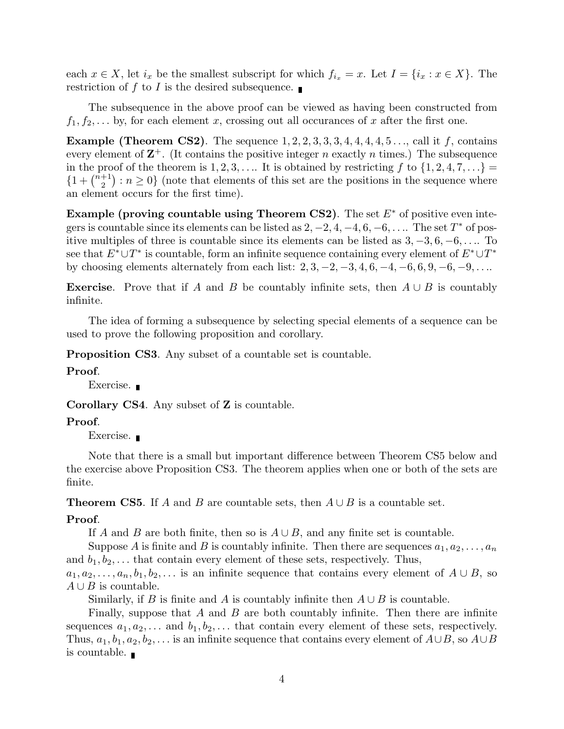each $x \in X$, let $i_x$ be the smallest subscript for which $f_{i_x} = x$. Let $I = \{i_x : x \in X\}$. The restriction of $f$ to $I$ is the desired subsequence. ∎

The subsequence in the above proof can be viewed as having been constructed from $f_1, f_2, \ldots$ by, for each element $x$, crossing out all occurances of $x$ after the first one.

**Example (Theorem CS2)**. The sequence $1, 2, 2, 3, 3, 3, 4, 4, 4, 4, 5 \ldots$, call it $f$, contains every element of $\mathbf{Z}^+$. (It contains the positive integer $n$ exactly $n$ times.) The subsequence in the proof of the theorem is $1, 2, 3, \ldots$. It is obtained by restricting $f$ to $\{1, 2, 4, 7, \ldots\} = \{1 + \binom{n+1}{2} : n \geq 0\}$ (note that elements of this set are the positions in the sequence where an element occurs for the first time).

**Example (proving countable using Theorem CS2)**. The set $E^*$ of positive even integers is countable since its elements can be listed as $2, -2, 4, -4, 6, -6, \ldots$. The set $T^*$ of positive multiples of three is countable since its elements can be listed as $3, -3, 6, -6, \ldots$. To see that $E^* \cup T^*$ is countable, form an infinite sequence containing every element of $E^* \cup T^*$ by choosing elements alternately from each list: $2, 3, -2, -3, 4, 6, -4, -6, 6, 9, -6, -9, \ldots$.

**Exercise**. Prove that if $A$ and $B$ be countably infinite sets, then $A \cup B$ is countably infinite.

The idea of forming a subsequence by selecting special elements of a sequence can be used to prove the following proposition and corollary.

**Proposition CS3**. Any subset of a countable set is countable.

**Proof**.

Exercise. ∎

**Corollary CS4**. Any subset of $\mathbf{Z}$ is countable.

**Proof**.

Exercise. ∎

Note that there is a small but important difference between Theorem CS5 below and the exercise above Proposition CS3. The theorem applies when one or both of the sets are finite.

**Theorem CS5**. If $A$ and $B$ are countable sets, then $A \cup B$ is a countable set.

**Proof**.

If $A$ and $B$ are both finite, then so is $A \cup B$, and any finite set is countable.

Suppose $A$ is finite and $B$ is countably infinite. Then there are sequences $a_1, a_2, \ldots, a_n$ and $b_1, b_2, \ldots$ that contain every element of these sets, respectively. Thus, $a_1, a_2, \ldots, a_n, b_1, b_2, \ldots$ is an infinite sequence that contains every element of $A \cup B$, so $A \cup B$ is countable.

Similarly, if $B$ is finite and $A$ is countably infinite then $A \cup B$ is countable.

Finally, suppose that $A$ and $B$ are both countably infinite. Then there are infinite sequences $a_1, a_2, \ldots$ and $b_1, b_2, \ldots$ that contain every element of these sets, respectively. Thus, $a_1, b_1, a_2, b_2, \ldots$ is an infinite sequence that contains every element of $A \cup B$, so $A \cup B$ is countable. ∎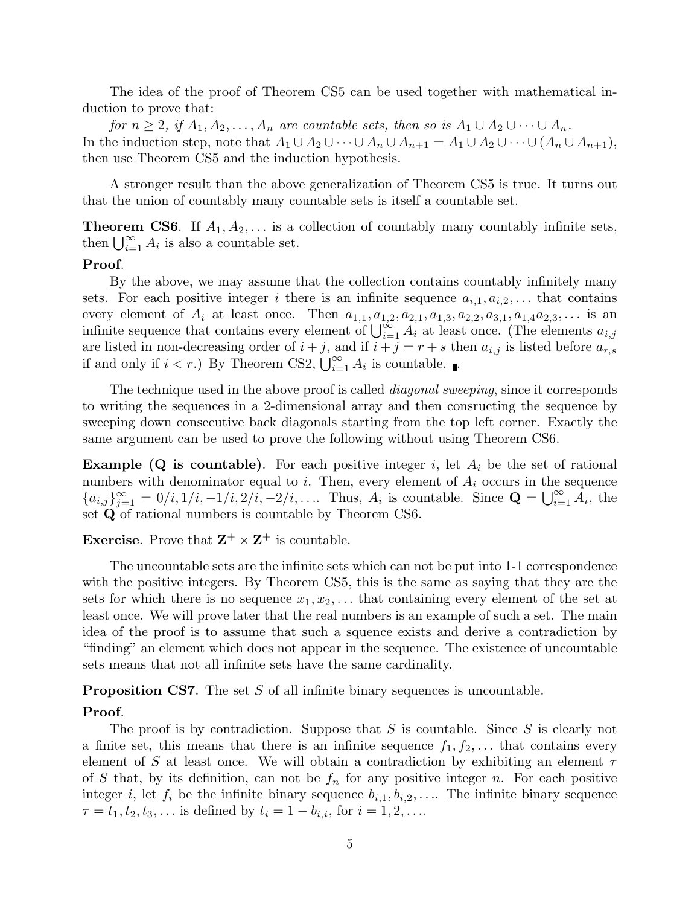The idea of the proof of Theorem CS5 can be used together with mathematical induction to prove that:

*for $n \geq 2$, if $A_1, A_2, \ldots, A_n$ are countable sets, then so is $A_1 \cup A_2 \cup \cdots \cup A_n$.*
In the induction step, note that $A_1 \cup A_2 \cup \cdots \cup A_n \cup A_{n+1} = A_1 \cup A_2 \cup \cdots \cup (A_n \cup A_{n+1})$, then use Theorem CS5 and the induction hypothesis.

A stronger result than the above generalization of Theorem CS5 is true. It turns out that the union of countably many countable sets is itself a countable set.

**Theorem CS6**. If $A_1, A_2, \ldots$ is a collection of countably many countably infinite sets, then $\bigcup_{i=1}^{\infty} A_i$ is also a countable set.

**Proof**.

By the above, we may assume that the collection contains countably infinitely many sets. For each positive integer $i$ there is an infinite sequence $a_{i,1}, a_{i,2}, \ldots$ that contains every element of $A_i$ at least once. Then $a_{1,1}, a_{1,2}, a_{2,1}, a_{1,3}, a_{2,2}, a_{3,1}, a_{1,4} a_{2,3}, \ldots$ is an infinite sequence that contains every element of $\bigcup_{i=1}^{\infty} A_i$ at least once. (The elements $a_{i,j}$ are listed in non-decreasing order of $i + j$, and if $i + j = r + s$ then $a_{i,j}$ is listed before $a_{r,s}$ if and only if $i < r$.) By Theorem CS2, $\bigcup_{i=1}^{\infty} A_i$ is countable. ∎.

The technique used in the above proof is called *diagonal sweeping*, since it corresponds to writing the sequences in a 2-dimensional array and then consructing the sequence by sweeping down consecutive back diagonals starting from the top left corner. Exactly the same argument can be used to prove the following without using Theorem CS6.

**Example (Q is countable)**. For each positive integer $i$, let $A_i$ be the set of rational numbers with denominator equal to $i$. Then, every element of $A_i$ occurs in the sequence $\{a_{i,j}\}_{j=1}^{\infty} = 0/i, 1/i, -1/i, 2/i, -2/i, \ldots$. Thus, $A_i$ is countable. Since $\mathbf{Q} = \bigcup_{i=1}^{\infty} A_i$, the set $\mathbf{Q}$ of rational numbers is countable by Theorem CS6.

**Exercise**. Prove that $\mathbf{Z}^+ \times \mathbf{Z}^+$ is countable.

The uncountable sets are the infinite sets which can not be put into 1-1 correspondence with the positive integers. By Theorem CS5, this is the same as saying that they are the sets for which there is no sequence $x_1, x_2, \ldots$ that containing every element of the set at least once. We will prove later that the real numbers is an example of such a set. The main idea of the proof is to assume that such a squence exists and derive a contradiction by "finding" an element which does not appear in the sequence. The existence of uncountable sets means that not all infinite sets have the same cardinality.

**Proposition CS7**. The set $S$ of all infinite binary sequences is uncountable.

**Proof**.

The proof is by contradiction. Suppose that $S$ is countable. Since $S$ is clearly not a finite set, this means that there is an infinite sequence $f_1, f_2, \ldots$ that contains every element of $S$ at least once. We will obtain a contradiction by exhibiting an element $\tau$ of $S$ that, by its definition, can not be $f_n$ for any positive integer $n$. For each positive integer $i$, let $f_i$ be the infinite binary sequence $b_{i,1}, b_{i,2}, \ldots$. The infinite binary sequence $\tau = t_1, t_2, t_3, \ldots$ is defined by $t_i = 1 - b_{i,i}$, for $i = 1, 2, \ldots$.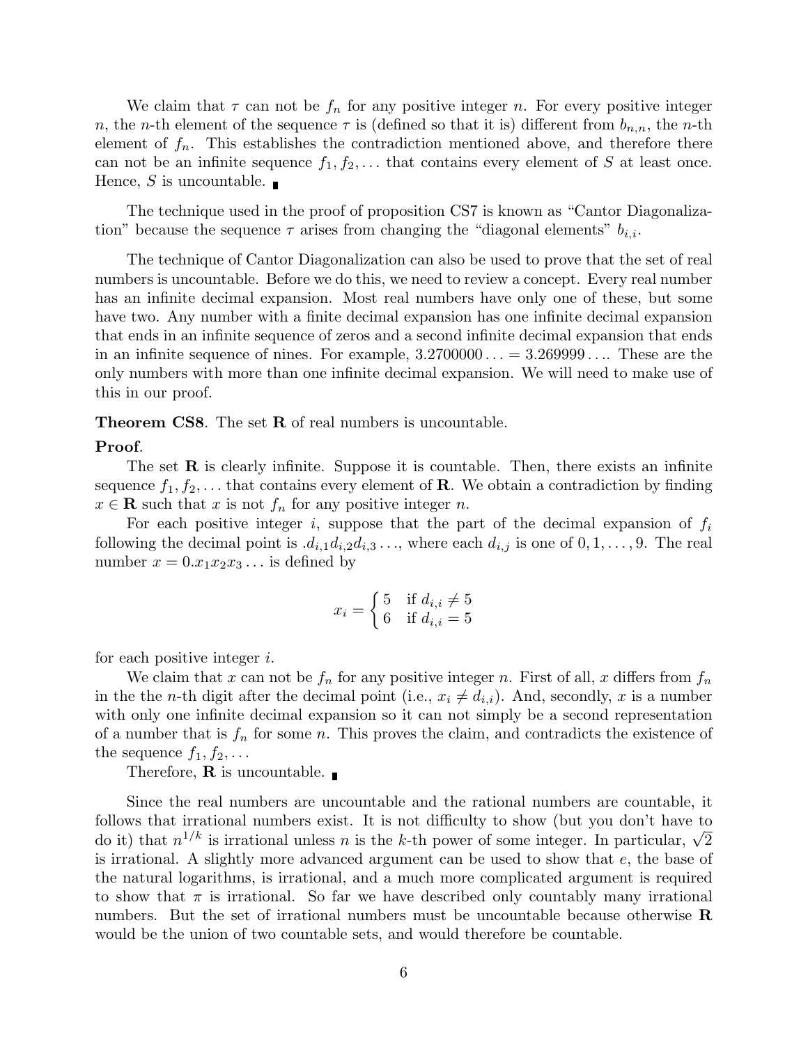We claim that $\tau$ can not be $f_n$ for any positive integer $n$. For every positive integer $n$, the $n$-th element of the sequence $\tau$ is (defined so that it is) different from $b_{n,n}$, the $n$-th element of $f_n$. This establishes the contradiction mentioned above, and therefore there can not be an infinite sequence $f_1, f_2, \ldots$ that contains every element of $S$ at least once. Hence, $S$ is uncountable. ∎

The technique used in the proof of proposition CS7 is known as "Cantor Diagonalization" because the sequence $\tau$ arises from changing the "diagonal elements" $b_{i,i}$.

The technique of Cantor Diagonalization can also be used to prove that the set of real numbers is uncountable. Before we do this, we need to review a concept. Every real number has an infinite decimal expansion. Most real numbers have only one of these, but some have two. Any number with a finite decimal expansion has one infinite decimal expansion that ends in an infinite sequence of zeros and a second infinite decimal expansion that ends in an infinite sequence of nines. For example, $3.2700000\ldots = 3.269999\ldots$. These are the only numbers with more than one infinite decimal expansion. We will need to make use of this in our proof.

**Theorem CS8**. The set $\mathbf{R}$ of real numbers is uncountable.

**Proof**.

The set $\mathbf{R}$ is clearly infinite. Suppose it is countable. Then, there exists an infinite sequence $f_1, f_2, \ldots$ that contains every element of $\mathbf{R}$. We obtain a contradiction by finding $x \in \mathbf{R}$ such that $x$ is not $f_n$ for any positive integer $n$.

For each positive integer $i$, suppose that the part of the decimal expansion of $f_i$ following the decimal point is $.d_{i,1}d_{i,2}d_{i,3}\ldots$, where each $d_{i,j}$ is one of $0, 1, \ldots, 9$. The real number $x = 0.x_1x_2x_3\ldots$ is defined by

$$x_i = \begin{cases} 5 & \text{if } d_{i,i} \neq 5 \\ 6 & \text{if } d_{i,i} = 5 \end{cases}$$

for each positive integer $i$.

We claim that $x$ can not be $f_n$ for any positive integer $n$. First of all, $x$ differs from $f_n$ in the the $n$-th digit after the decimal point (i.e., $x_i \neq d_{i,i}$). And, secondly, $x$ is a number with only one infinite decimal expansion so it can not simply be a second representation of a number that is $f_n$ for some $n$. This proves the claim, and contradicts the existence of the sequence $f_1, f_2, \ldots$

Therefore, $\mathbf{R}$ is uncountable. ∎

Since the real numbers are uncountable and the rational numbers are countable, it follows that irrational numbers exist. It is not difficulty to show (but you don't have to do it) that $n^{1/k}$ is irrational unless $n$ is the $k$-th power of some integer. In particular, $\sqrt{2}$ is irrational. A slightly more advanced argument can be used to show that $e$, the base of the natural logarithms, is irrational, and a much more complicated argument is required to show that $\pi$ is irrational. So far we have described only countably many irrational numbers. But the set of irrational numbers must be uncountable because otherwise $\mathbf{R}$ would be the union of two countable sets, and would therefore be countable.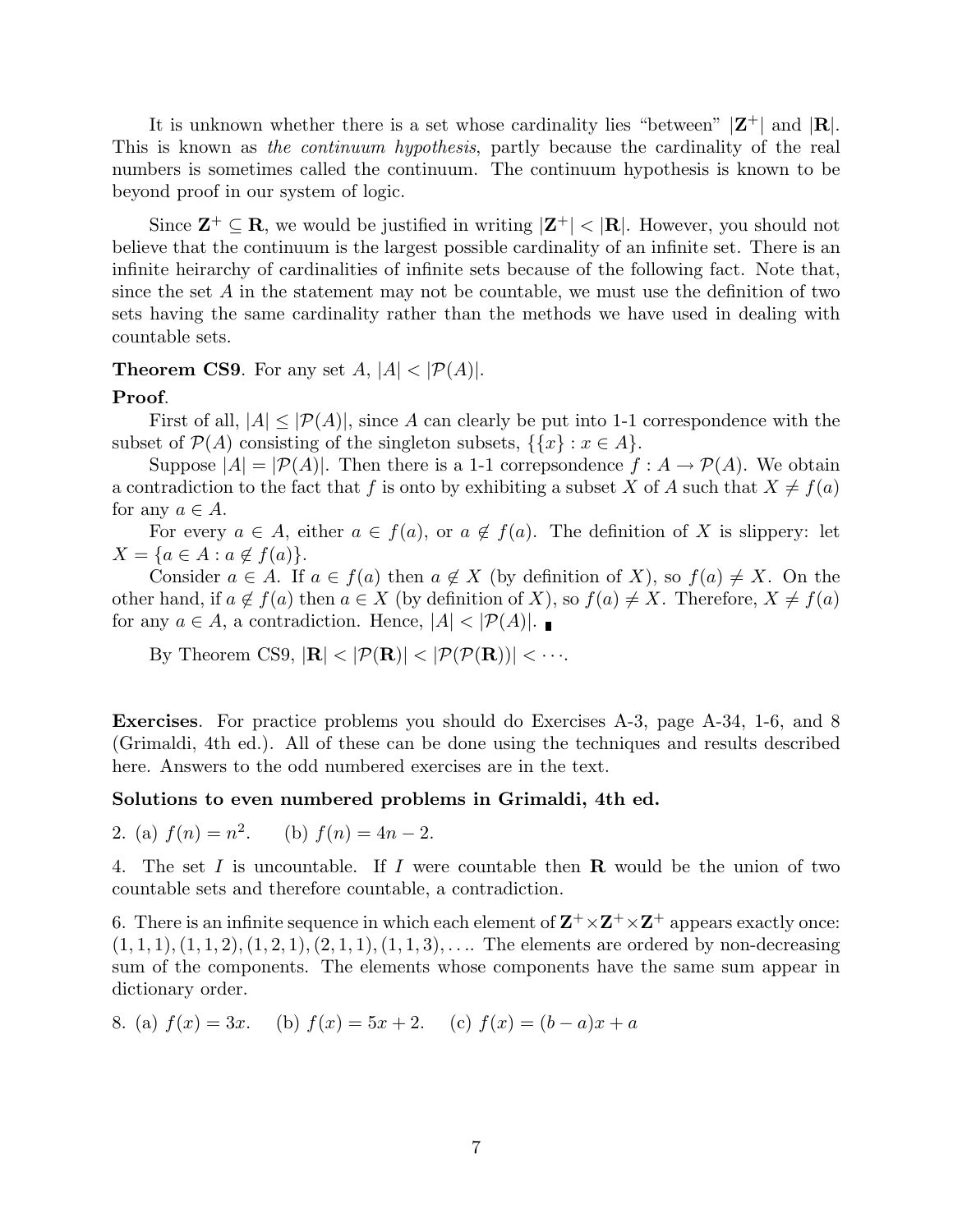It is unknown whether there is a set whose cardinality lies "between" $|\mathbf{Z}^+|$ and $|\mathbf{R}|$. This is known as *the continuum hypothesis*, partly because the cardinality of the real numbers is sometimes called the continuum. The continuum hypothesis is known to be beyond proof in our system of logic.

Since $\mathbf{Z}^+ \subseteq \mathbf{R}$, we would be justified in writing $|\mathbf{Z}^+| < |\mathbf{R}|$. However, you should not believe that the continuum is the largest possible cardinality of an infinite set. There is an infinite heirarchy of cardinalities of infinite sets because of the following fact. Note that, since the set $A$ in the statement may not be countable, we must use the definition of two sets having the same cardinality rather than the methods we have used in dealing with countable sets.

**Theorem CS9**. For any set $A$, $|A| < |\mathcal{P}(A)|$.

**Proof**.

First of all, $|A| \leq |\mathcal{P}(A)|$, since $A$ can clearly be put into 1-1 correspondence with the subset of $\mathcal{P}(A)$ consisting of the singleton subsets, $\{\{x\} : x \in A\}$.

Suppose $|A| = |\mathcal{P}(A)|$. Then there is a 1-1 correpsondence $f : A \to \mathcal{P}(A)$. We obtain a contradiction to the fact that $f$ is onto by exhibiting a subset $X$ of $A$ such that $X \neq f(a)$ for any $a \in A$.

For every $a \in A$, either $a \in f(a)$, or $a \notin f(a)$. The definition of $X$ is slippery: let $X = \{a \in A : a \notin f(a)\}$.

Consider $a \in A$. If $a \in f(a)$ then $a \notin X$ (by definition of $X$), so $f(a) \neq X$. On the other hand, if $a \notin f(a)$ then $a \in X$ (by definition of $X$), so $f(a) \neq X$. Therefore, $X \neq f(a)$ for any $a \in A$, a contradiction. Hence, $|A| < |\mathcal{P}(A)|$. ∎

By Theorem CS9, $|\mathbf{R}| < |\mathcal{P}(\mathbf{R})| < |\mathcal{P}(\mathcal{P}(\mathbf{R}))| < \cdots$.

**Exercises**. For practice problems you should do Exercises A-3, page A-34, 1-6, and 8 (Grimaldi, 4th ed.). All of these can be done using the techniques and results described here. Answers to the odd numbered exercises are in the text.

**Solutions to even numbered problems in Grimaldi, 4th ed.**

2. (a) $f(n) = n^2$. (b) $f(n) = 4n - 2$.

4. The set $I$ is uncountable. If $I$ were countable then $\mathbf{R}$ would be the union of two countable sets and therefore countable, a contradiction.

6. There is an infinite sequence in which each element of $\mathbf{Z}^+ \times \mathbf{Z}^+ \times \mathbf{Z}^+$ appears exactly once: $(1,1,1), (1,1,2), (1,2,1), (2,1,1), (1,1,3), \ldots$. The elements are ordered by non-decreasing sum of the components. The elements whose components have the same sum appear in dictionary order.

8. (a) $f(x) = 3x$. (b) $f(x) = 5x + 2$. (c) $f(x) = (b - a)x + a$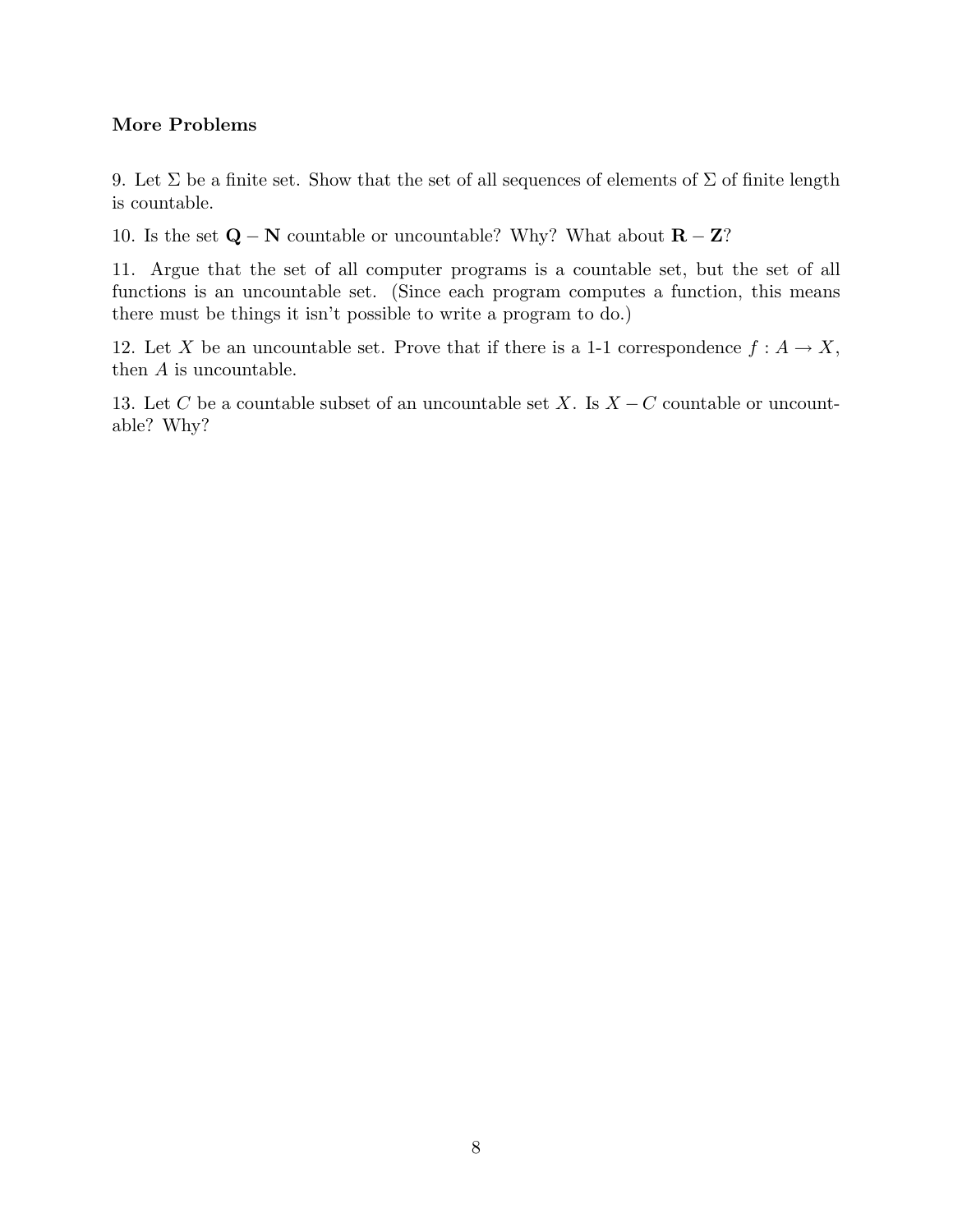**More Problems**

9. Let $\Sigma$ be a finite set. Show that the set of all sequences of elements of $\Sigma$ of finite length is countable.

10. Is the set $\mathbf{Q} - \mathbf{N}$ countable or uncountable? Why? What about $\mathbf{R} - \mathbf{Z}$?

11. Argue that the set of all computer programs is a countable set, but the set of all functions is an uncountable set. (Since each program computes a function, this means there must be things it isn't possible to write a program to do.)

12. Let $X$ be an uncountable set. Prove that if there is a 1-1 correspondence $f : A \to X$, then $A$ is uncountable.

13. Let $C$ be a countable subset of an uncountable set $X$. Is $X - C$ countable or uncountable? Why?